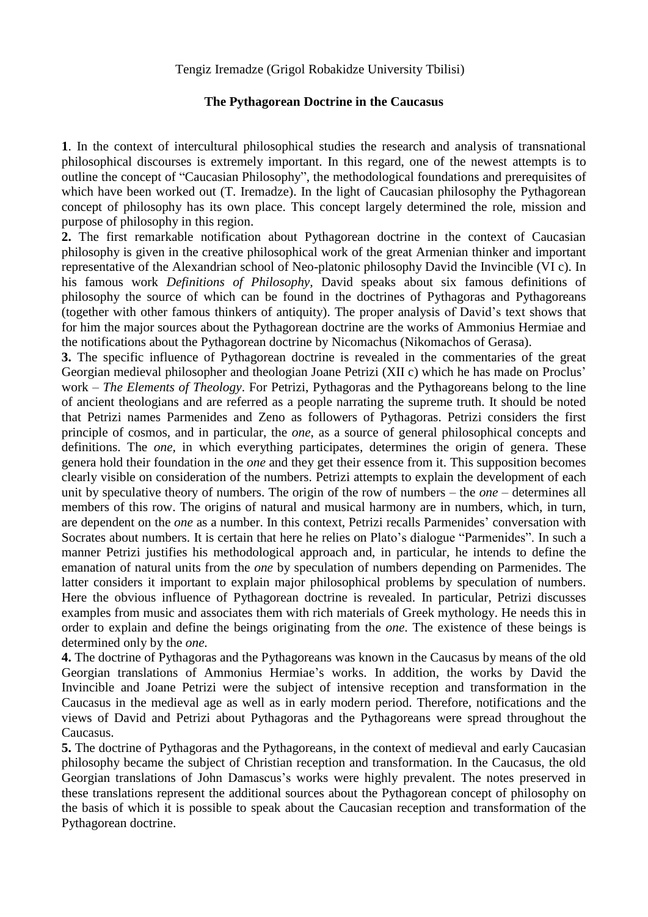Tengiz Iremadze (Grigol Robakidze University Tbilisi)

# The Pythagorean Doctrine in the Caucasus

**1**. In the context of intercultural philosophical studies the research and analysis of transnational philosophical discourses is extremely important. In this regard, one of the newest attempts is to outline the concept of "Caucasian Philosophy", the methodological foundations and prerequisites of which have been worked out (T. Iremadze). In the light of Caucasian philosophy the Pythagorean concept of philosophy has its own place. This concept largely determined the role, mission and purpose of philosophy in this region.

**2.** The first remarkable notification about Pythagorean doctrine in the context of Caucasian philosophy is given in the creative philosophical work of the great Armenian thinker and important representative of the Alexandrian school of Neo-platonic philosophy David the Invincible (VI c). In his famous work *Definitions of Philosophy,* David speaks about six famous definitions of philosophy the source of which can be found in the doctrines of Pythagoras and Pythagoreans (together with other famous thinkers of antiquity). The proper analysis of David's text shows that for him the major sources about the Pythagorean doctrine are the works of Ammonius Hermiae and the notifications about the Pythagorean doctrine by Nicomachus (Nikomachos of Gerasa).

**3.** The specific influence of Pythagorean doctrine is revealed in the commentaries of the great Georgian medieval philosopher and theologian Joane Petrizi (XII c) which he has made on Proclus' work – *The Elements of Theology*. For Petrizi, Pythagoras and the Pythagoreans belong to the line of ancient theologians and are referred as a people narrating the supreme truth. It should be noted that Petrizi names Parmenides and Zeno as followers of Pythagoras. Petrizi considers the first principle of cosmos, and in particular, the *one*, as a source of general philosophical concepts and definitions. The *one*, in which everything participates, determines the origin of genera. These genera hold their foundation in the *one* and they get their essence from it. This supposition becomes clearly visible on consideration of the numbers. Petrizi attempts to explain the development of each unit by speculative theory of numbers. The origin of the row of numbers – the *one* – determines all members of this row. The origins of natural and musical harmony are in numbers, which, in turn, are dependent on the *one* as a number. In this context, Petrizi recalls Parmenides' conversation with Socrates about numbers. It is certain that here he relies on Plato's dialogue "Parmenides". In such a manner Petrizi justifies his methodological approach and, in particular, he intends to define the emanation of natural units from the *one* by speculation of numbers depending on Parmenides. The latter considers it important to explain major philosophical problems by speculation of numbers. Here the obvious influence of Pythagorean doctrine is revealed. In particular, Petrizi discusses examples from music and associates them with rich materials of Greek mythology. He needs this in order to explain and define the beings originating from the *one*. The existence of these beings is determined only by the *one.*

**4.** The doctrine of Pythagoras and the Pythagoreans was known in the Caucasus by means of the old Georgian translations of Ammonius Hermiae's works. In addition, the works by David the Invincible and Joane Petrizi were the subject of intensive reception and transformation in the Caucasus in the medieval age as well as in early modern period. Therefore, notifications and the views of David and Petrizi about Pythagoras and the Pythagoreans were spread throughout the Caucasus.

**5.** The doctrine of Pythagoras and the Pythagoreans, in the context of medieval and early Caucasian philosophy became the subject of Christian reception and transformation. In the Caucasus, the old Georgian translations of John Damascus's works were highly prevalent. The notes preserved in these translations represent the additional sources about the Pythagorean concept of philosophy on the basis of which it is possible to speak about the Caucasian reception and transformation of the Pythagorean doctrine.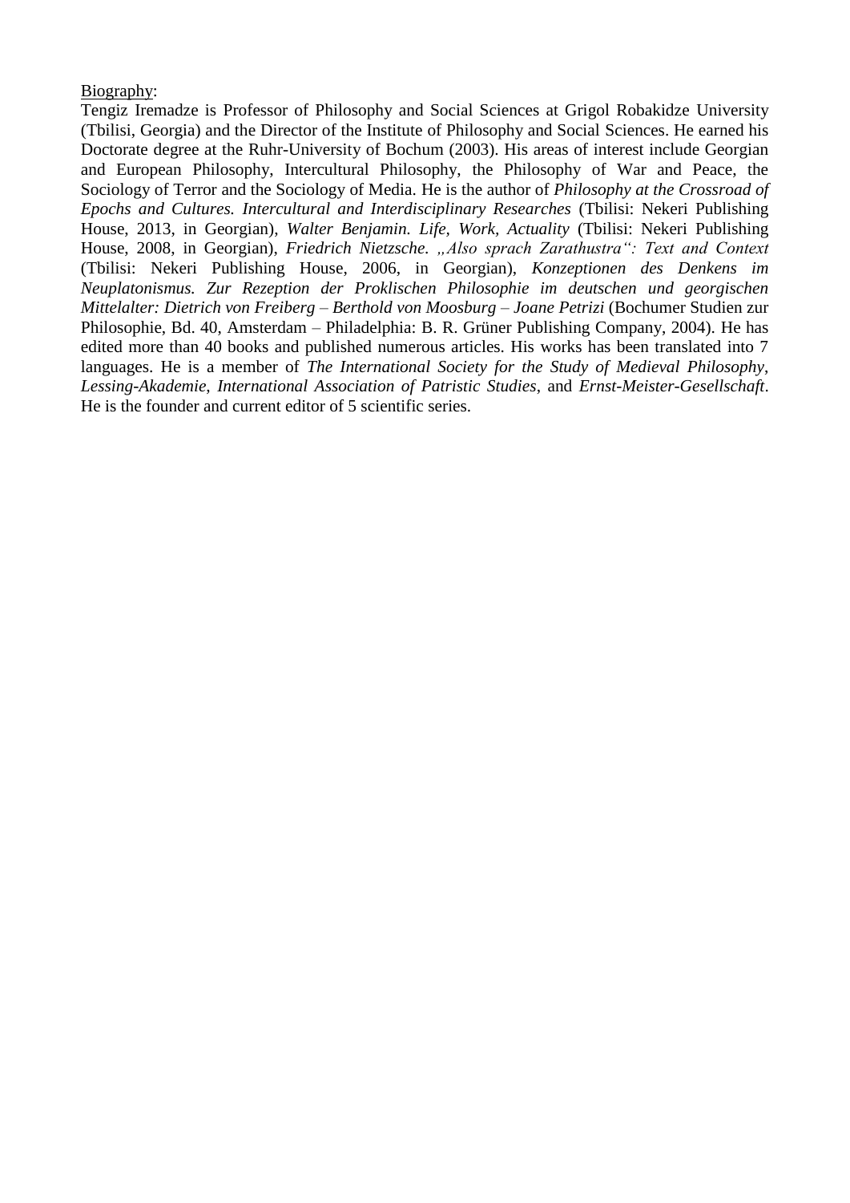Biography:

Tengiz Iremadze is Professor of Philosophy and Social Sciences at Grigol Robakidze University (Tbilisi, Georgia) and the Director of the Institute of Philosophy and Social Sciences. He earned his Doctorate degree at the Ruhr-University of Bochum (2003). His areas of interest include Georgian and European Philosophy, Intercultural Philosophy, the Philosophy of War and Peace, the Sociology of Terror and the Sociology of Media. He is the author of *Philosophy at the Crossroad of Epochs and Cultures. Intercultural and Interdisciplinary Researches* (Tbilisi: Nekeri Publishing House, 2013, in Georgian), *Walter Benjamin. Life, Work, Actuality* (Tbilisi: Nekeri Publishing House, 2008, in Georgian), *Friedrich Nietzsche. „Also sprach Zarathustra": Text and Context* (Tbilisi: Nekeri Publishing House, 2006, in Georgian), *Konzeptionen des Denkens im Neuplatonismus. Zur Rezeption der Proklischen Philosophie im deutschen und georgischen Mittelalter: Dietrich von Freiberg – Berthold von Moosburg – Joane Petrizi* (Bochumer Studien zur Philosophie, Bd. 40, Amsterdam – Philadelphia: B. R. Grüner Publishing Company, 2004). He has edited more than 40 books and published numerous articles. His works has been translated into 7 languages. He is a member of *The International Society for the Study of Medieval Philosophy*, *Lessing-Akademie*, *International Association of Patristic Studies*, and *Ernst-Meister-Gesellschaft*. He is the founder and current editor of 5 scientific series.